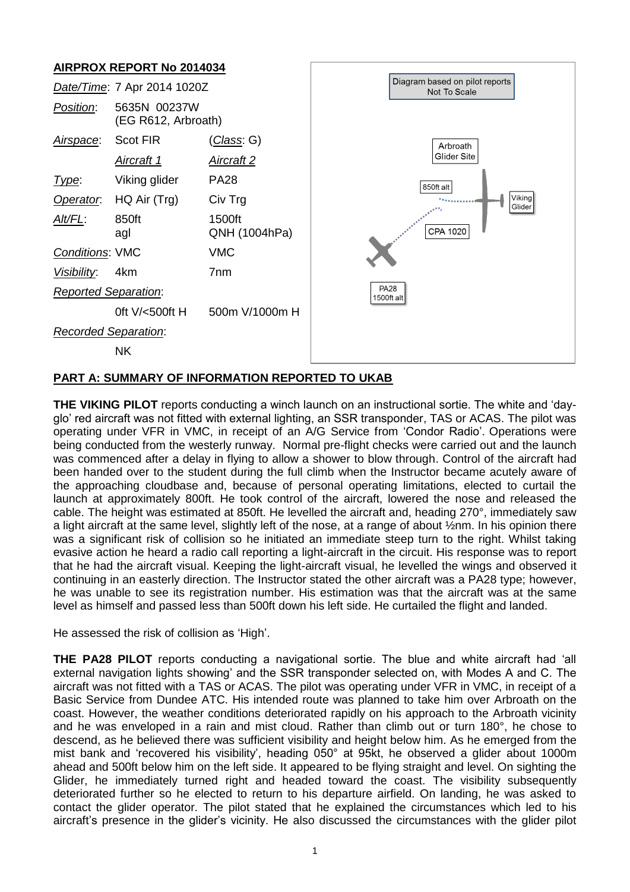## AIRPROX REPORT No 2014034

| | | |
|---|---|---|
| *Date/Time*: | 7 Apr 2014 1020Z | |
| *Position*: | 5635N 00237W (EG R612, Arbroath) | |
| *Airspace*: | Scot FIR | (*Class*: G) |
| | *Aircraft 1* | *Aircraft 2* |
| *Type*: | Viking glider | PA28 |
| *Operator*: | HQ Air (Trg) | Civ Trg |
| *Alt/FL*: | 850ft agl | 1500ft QNH (1004hPa) |
| *Conditions*: | VMC | VMC |
| *Visibility*: | 4km | 7nm |
| *Reported Separation*: | | |
| | 0ft V/<500ft H | 500m V/1000m H |
| *Recorded Separation*: | | |
| | NK | |

Diagram based on pilot reports Not To Scale

Arbroath Glider Site

850ft alt

Viking Glider

CPA 1020

PA28 1500ft alt

## PART A: SUMMARY OF INFORMATION REPORTED TO UKAB

**THE VIKING PILOT** reports conducting a winch launch on an instructional sortie. The white and 'day-glo' red aircraft was not fitted with external lighting, an SSR transponder, TAS or ACAS. The pilot was operating under VFR in VMC, in receipt of an A/G Service from 'Condor Radio'. Operations were being conducted from the westerly runway. Normal pre-flight checks were carried out and the launch was commenced after a delay in flying to allow a shower to blow through. Control of the aircraft had been handed over to the student during the full climb when the Instructor became acutely aware of the approaching cloudbase and, because of personal operating limitations, elected to curtail the launch at approximately 800ft. He took control of the aircraft, lowered the nose and released the cable. The height was estimated at 850ft. He levelled the aircraft and, heading 270°, immediately saw a light aircraft at the same level, slightly left of the nose, at a range of about ½nm. In his opinion there was a significant risk of collision so he initiated an immediate steep turn to the right. Whilst taking evasive action he heard a radio call reporting a light-aircraft in the circuit. His response was to report that he had the aircraft visual. Keeping the light-aircraft visual, he levelled the wings and observed it continuing in an easterly direction. The Instructor stated the other aircraft was a PA28 type; however, he was unable to see its registration number. His estimation was that the aircraft was at the same level as himself and passed less than 500ft down his left side. He curtailed the flight and landed.

He assessed the risk of collision as 'High'.

**THE PA28 PILOT** reports conducting a navigational sortie. The blue and white aircraft had 'all external navigation lights showing' and the SSR transponder selected on, with Modes A and C. The aircraft was not fitted with a TAS or ACAS. The pilot was operating under VFR in VMC, in receipt of a Basic Service from Dundee ATC. His intended route was planned to take him over Arbroath on the coast. However, the weather conditions deteriorated rapidly on his approach to the Arbroath vicinity and he was enveloped in a rain and mist cloud. Rather than climb out or turn 180°, he chose to descend, as he believed there was sufficient visibility and height below him. As he emerged from the mist bank and 'recovered his visibility', heading 050° at 95kt, he observed a glider about 1000m ahead and 500ft below him on the left side. It appeared to be flying straight and level. On sighting the Glider, he immediately turned right and headed toward the coast. The visibility subsequently deteriorated further so he elected to return to his departure airfield. On landing, he was asked to contact the glider operator. The pilot stated that he explained the circumstances which led to his aircraft's presence in the glider's vicinity. He also discussed the circumstances with the glider pilot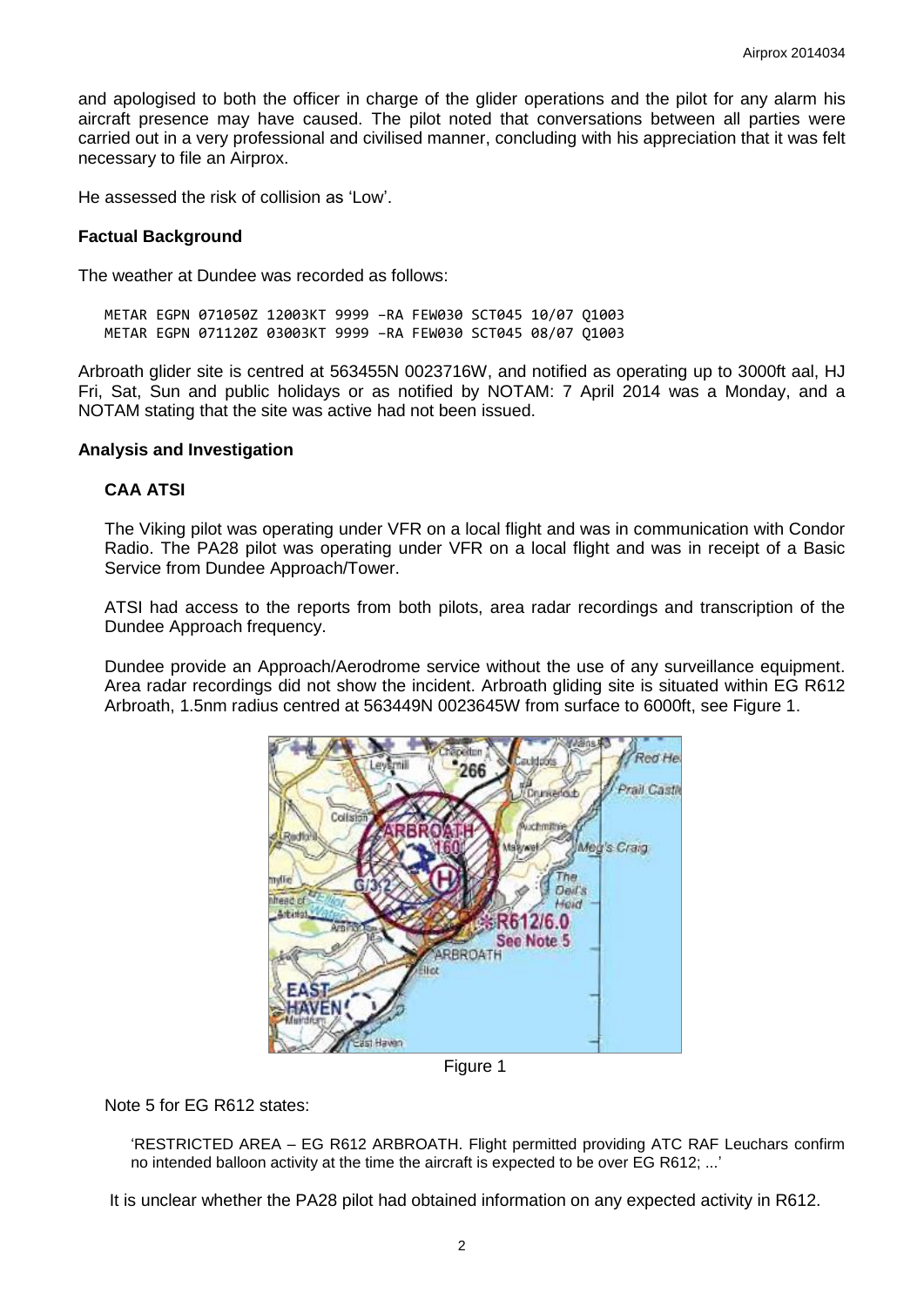and apologised to both the officer in charge of the glider operations and the pilot for any alarm his aircraft presence may have caused. The pilot noted that conversations between all parties were carried out in a very professional and civilised manner, concluding with his appreciation that it was felt necessary to file an Airprox.

He assessed the risk of collision as 'Low'.

**Factual Background**

The weather at Dundee was recorded as follows:

```
METAR EGPN 071050Z 12003KT 9999 -RA FEW030 SCT045 10/07 Q1003
METAR EGPN 071120Z 03003KT 9999 -RA FEW030 SCT045 08/07 Q1003
```

Arbroath glider site is centred at 563455N 0023716W, and notified as operating up to 3000ft aal, HJ Fri, Sat, Sun and public holidays or as notified by NOTAM: 7 April 2014 was a Monday, and a NOTAM stating that the site was active had not been issued.

**Analysis and Investigation**

**CAA ATSI**

The Viking pilot was operating under VFR on a local flight and was in communication with Condor Radio. The PA28 pilot was operating under VFR on a local flight and was in receipt of a Basic Service from Dundee Approach/Tower.

ATSI had access to the reports from both pilots, area radar recordings and transcription of the Dundee Approach frequency.

Dundee provide an Approach/Aerodrome service without the use of any surveillance equipment. Area radar recordings did not show the incident. Arbroath gliding site is situated within EG R612 Arbroath, 1.5nm radius centred at 563449N 0023645W from surface to 6000ft, see Figure 1.

Figure 1

Note 5 for EG R612 states:

'RESTRICTED AREA – EG R612 ARBROATH. Flight permitted providing ATC RAF Leuchars confirm no intended balloon activity at the time the aircraft is expected to be over EG R612; ...'

It is unclear whether the PA28 pilot had obtained information on any expected activity in R612.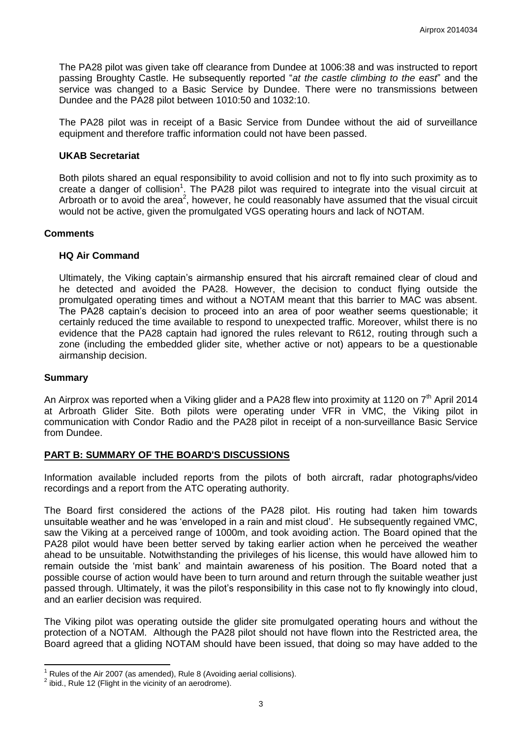The PA28 pilot was given take off clearance from Dundee at 1006:38 and was instructed to report passing Broughty Castle. He subsequently reported "*at the castle climbing to the east*" and the service was changed to a Basic Service by Dundee. There were no transmissions between Dundee and the PA28 pilot between 1010:50 and 1032:10.

The PA28 pilot was in receipt of a Basic Service from Dundee without the aid of surveillance equipment and therefore traffic information could not have been passed.

### UKAB Secretariat

Both pilots shared an equal responsibility to avoid collision and not to fly into such proximity as to create a danger of collision[1]. The PA28 pilot was required to integrate into the visual circuit at Arbroath or to avoid the area[2], however, he could reasonably have assumed that the visual circuit would not be active, given the promulgated VGS operating hours and lack of NOTAM.

## Comments

### HQ Air Command

Ultimately, the Viking captain's airmanship ensured that his aircraft remained clear of cloud and he detected and avoided the PA28. However, the decision to conduct flying outside the promulgated operating times and without a NOTAM meant that this barrier to MAC was absent. The PA28 captain's decision to proceed into an area of poor weather seems questionable; it certainly reduced the time available to respond to unexpected traffic. Moreover, whilst there is no evidence that the PA28 captain had ignored the rules relevant to R612, routing through such a zone (including the embedded glider site, whether active or not) appears to be a questionable airmanship decision.

## Summary

An Airprox was reported when a Viking glider and a PA28 flew into proximity at 1120 on 7[th] April 2014 at Arbroath Glider Site. Both pilots were operating under VFR in VMC, the Viking pilot in communication with Condor Radio and the PA28 pilot in receipt of a non-surveillance Basic Service from Dundee.

## PART B: SUMMARY OF THE BOARD'S DISCUSSIONS

Information available included reports from the pilots of both aircraft, radar photographs/video recordings and a report from the ATC operating authority.

The Board first considered the actions of the PA28 pilot. His routing had taken him towards unsuitable weather and he was 'enveloped in a rain and mist cloud'. He subsequently regained VMC, saw the Viking at a perceived range of 1000m, and took avoiding action. The Board opined that the PA28 pilot would have been better served by taking earlier action when he perceived the weather ahead to be unsuitable. Notwithstanding the privileges of his license, this would have allowed him to remain outside the 'mist bank' and maintain awareness of his position. The Board noted that a possible course of action would have been to turn around and return through the suitable weather just passed through. Ultimately, it was the pilot's responsibility in this case not to fly knowingly into cloud, and an earlier decision was required.

The Viking pilot was operating outside the glider site promulgated operating hours and without the protection of a NOTAM. Although the PA28 pilot should not have flown into the Restricted area, the Board agreed that a gliding NOTAM should have been issued, that doing so may have added to the

---

[1] Rules of the Air 2007 (as amended), Rule 8 (Avoiding aerial collisions).

[2] ibid., Rule 12 (Flight in the vicinity of an aerodrome).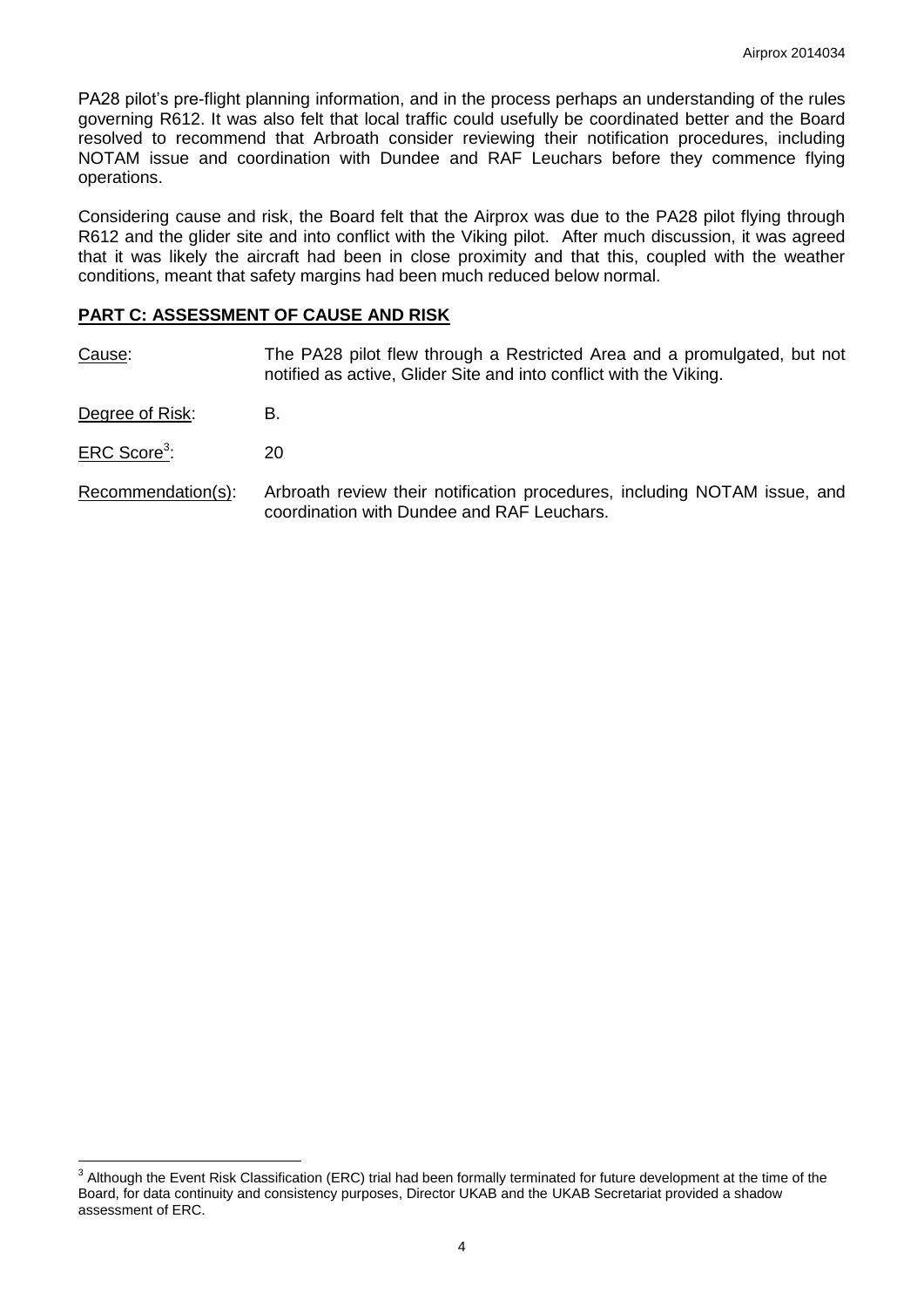PA28 pilot's pre-flight planning information, and in the process perhaps an understanding of the rules governing R612. It was also felt that local traffic could usefully be coordinated better and the Board resolved to recommend that Arbroath consider reviewing their notification procedures, including NOTAM issue and coordination with Dundee and RAF Leuchars before they commence flying operations.

Considering cause and risk, the Board felt that the Airprox was due to the PA28 pilot flying through R612 and the glider site and into conflict with the Viking pilot. After much discussion, it was agreed that it was likely the aircraft had been in close proximity and that this, coupled with the weather conditions, meant that safety margins had been much reduced below normal.

## PART C: ASSESSMENT OF CAUSE AND RISK

| | |
|---|---|
| Cause: | The PA28 pilot flew through a Restricted Area and a promulgated, but not notified as active, Glider Site and into conflict with the Viking. |
| Degree of Risk: | B. |
| ERC Score[3]: | 20 |
| Recommendation(s): | Arbroath review their notification procedures, including NOTAM issue, and coordination with Dundee and RAF Leuchars. |

[3] Although the Event Risk Classification (ERC) trial had been formally terminated for future development at the time of the Board, for data continuity and consistency purposes, Director UKAB and the UKAB Secretariat provided a shadow assessment of ERC.